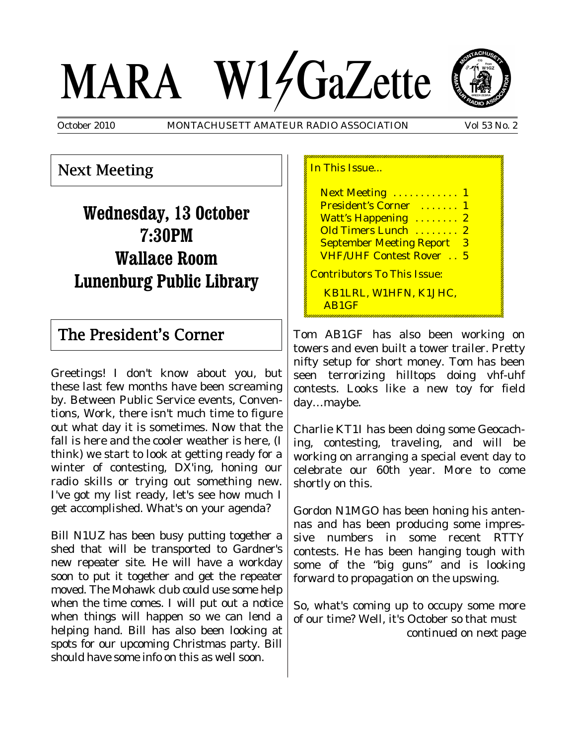# MARA W1GaZette

October 2010 MONTACHUSETT AMATEUR RADIO ASSOCIATION Vol 53 No. 2

## Next Meeting

**Wednesday, 13 October**
**7:30PM**
**Wallace Room**
**Lunenburg Public Library**

## The President's Corner

Greetings! I don't know about you, but these last few months have been screaming by. Between Public Service events, Conventions, Work, there isn't much time to figure out what day it is sometimes. Now that the fall is here and the cooler weather is here, (I think) we start to look at getting ready for a winter of contesting, DX'ing, honing our radio skills or trying out something new. I've got my list ready, let's see how much I get accomplished. What's on your agenda?

Bill N1UZ has been busy putting together a shed that will be transported to Gardner's new repeater site. He will have a workday soon to put it together and get the repeater moved. The Mohawk club could use some help when the time comes. I will put out a notice when things will happen so we can lend a helping hand. Bill has also been looking at spots for our upcoming Christmas party. Bill should have some info on this as well soon.

In This Issue...

- Next Meeting ............ 1
- President's Corner ....... 1
- Watt's Happening ........ 2
- Old Timers Lunch ........ 2
- September Meeting Report 3
- VHF/UHF Contest Rover .. 5

Contributors To This Issue:

KB1LRL, W1HFN, K1JHC, AB1GF

Tom AB1GF has also been working on towers and even built a tower trailer. Pretty nifty setup for short money. Tom has been seen terrorizing hilltops doing vhf-uhf contests. Looks like a new toy for field day…maybe.

Charlie KT1I has been doing some Geocaching, contesting, traveling, and will be working on arranging a special event day to celebrate our 60th year. More to come shortly on this.

Gordon N1MGO has been honing his antennas and has been producing some impressive numbers in some recent RTTY contests. He has been hanging tough with some of the "big guns" and is looking forward to propagation on the upswing.

So, what's coming up to occupy some more of our time? Well, it's October so that must

*continued on next page*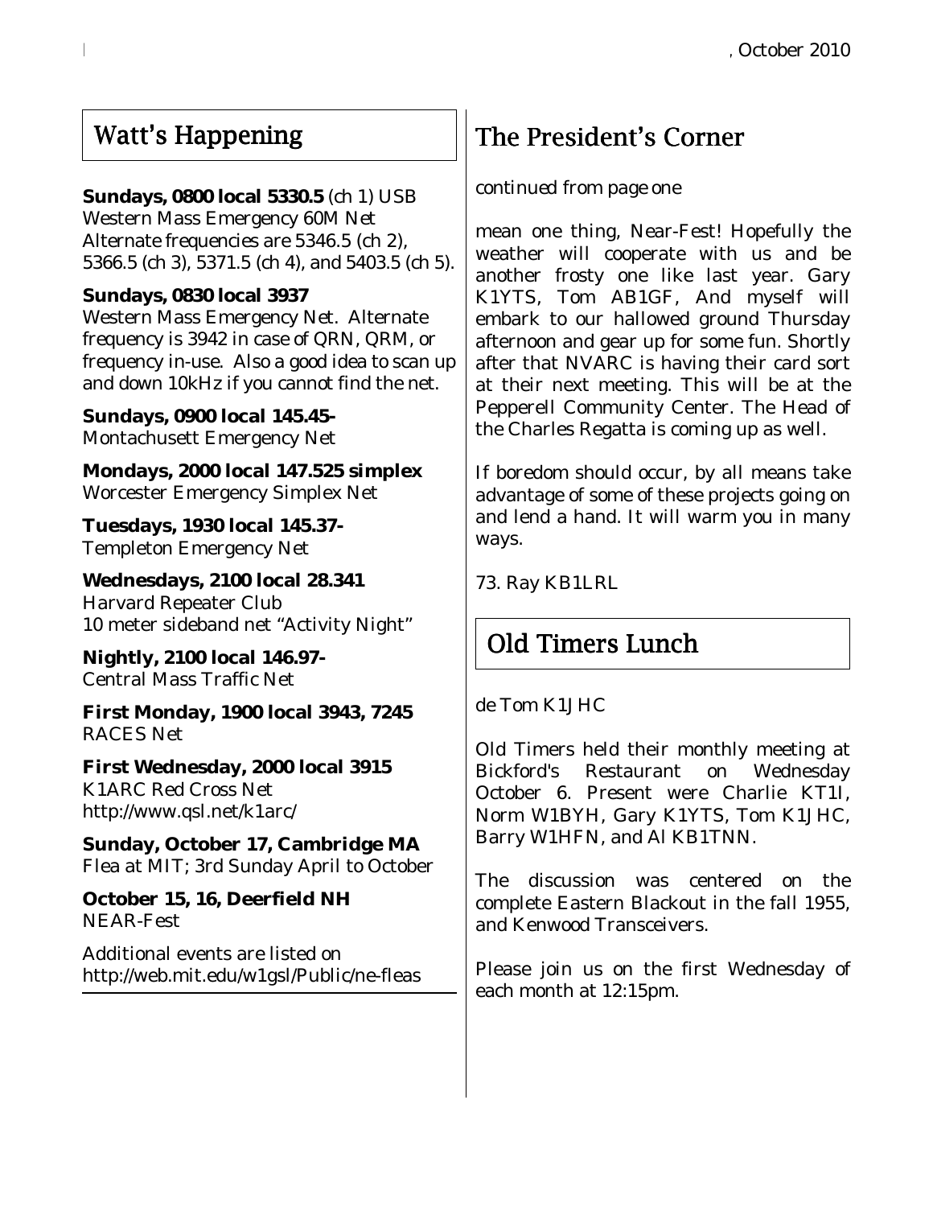## Watt's Happening

**Sundays, 0800 local 5330.5** (ch 1) USB
Western Mass Emergency 60M Net
Alternate frequencies are 5346.5 (ch 2), 5366.5 (ch 3), 5371.5 (ch 4), and 5403.5 (ch 5).

**Sundays, 0830 local 3937**
Western Mass Emergency Net. Alternate frequency is 3942 in case of QRN, QRM, or frequency in-use. Also a good idea to scan up and down 10kHz if you cannot find the net.

**Sundays, 0900 local 145.45-**
Montachusett Emergency Net

**Mondays, 2000 local 147.525 simplex**
Worcester Emergency Simplex Net

**Tuesdays, 1930 local 145.37-**
Templeton Emergency Net

**Wednesdays, 2100 local 28.341**
Harvard Repeater Club
10 meter sideband net "Activity Night"

**Nightly, 2100 local 146.97-**
Central Mass Traffic Net

**First Monday, 1900 local 3943, 7245**
RACES Net

**First Wednesday, 2000 local 3915**
K1ARC Red Cross Net
http://www.qsl.net/k1arc/

**Sunday, October 17, Cambridge MA**
Flea at MIT; 3rd Sunday April to October

**October 15, 16, Deerfield NH**
NEAR-Fest

Additional events are listed on
http://web.mit.edu/w1gsl/Public/ne-fleas

## The President's Corner

*continued from page one*

mean one thing, Near-Fest! Hopefully the weather will cooperate with us and be another frosty one like last year. Gary K1YTS, Tom AB1GF, And myself will embark to our hallowed ground Thursday afternoon and gear up for some fun. Shortly after that NVARC is having their card sort at their next meeting. This will be at the Pepperell Community Center. The Head of the Charles Regatta is coming up as well.

If boredom should occur, by all means take advantage of some of these projects going on and lend a hand. It will warm you in many ways.

73. Ray KB1LRL

## Old Timers Lunch

de Tom K1JHC

Old Timers held their monthly meeting at Bickford's Restaurant on Wednesday October 6. Present were Charlie KT1I, Norm W1BYH, Gary K1YTS, Tom K1JHC, Barry W1HFN, and Al KB1TNN.

The discussion was centered on the complete Eastern Blackout in the fall 1955, and Kenwood Transceivers.

Please join us on the first Wednesday of each month at 12:15pm.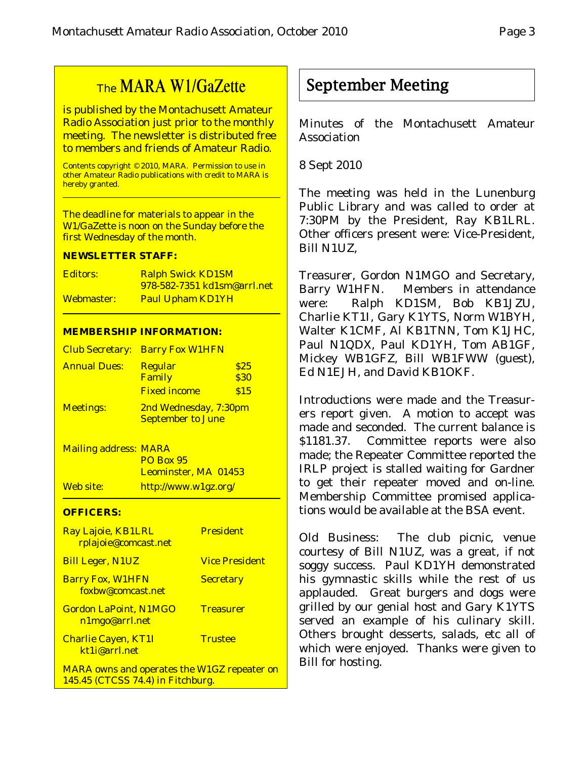## The MARA W1/GaZette

is published by the Montachusett Amateur Radio Association just prior to the monthly meeting. The newsletter is distributed free to members and friends of Amateur Radio.

Contents copyright © 2010, MARA. Permission to use in other Amateur Radio publications with credit to MARA is hereby granted.

The deadline for materials to appear in the W1/GaZette is noon on the Sunday before the first Wednesday of the month.

**NEWSLETTER STAFF:**

| | |
|---|---|
| Editors: | Ralph Swick KD1SM<br>978-582-7351 kd1sm@arrl.net |
| Webmaster: | Paul Upham KD1YH |

**MEMBERSHIP INFORMATION:**

| | | |
|---|---|---|
| Club Secretary: | Barry Fox W1HFN | |
| Annual Dues: | Regular | $25 |
| | Family | $30 |
| | Fixed income | $15 |
| Meetings: | 2nd Wednesday, 7:30pm<br>September to June | |
| Mailing address: | MARA<br>PO Box 95<br>Leominster, MA 01453 | |
| Web site: | http://www.w1gz.org/ | |

**OFFICERS:**

| | |
|---|---|
| Ray Lajoie, KB1LRL<br>rplajoie@comcast.net | President |
| Bill Leger, N1UZ | Vice President |
| Barry Fox, W1HFN<br>foxbw@comcast.net | Secretary |
| Gordon LaPoint, N1MGO<br>n1mgo@arrl.net | Treasurer |
| Charlie Cayen, KT1I<br>kt1i@arrl.net | Trustee |

MARA owns and operates the W1GZ repeater on 145.45 (CTCSS 74.4) in Fitchburg.

# September Meeting

Minutes of the Montachusett Amateur Association

8 Sept 2010

The meeting was held in the Lunenburg Public Library and was called to order at 7:30PM by the President, Ray KB1LRL. Other officers present were: Vice-President, Bill N1UZ,

Treasurer, Gordon N1MGO and Secretary, Barry W1HFN. Members in attendance were: Ralph KD1SM, Bob KB1JZU, Charlie KT1I, Gary K1YTS, Norm W1BYH, Walter K1CMF, Al KB1TNN, Tom K1JHC, Paul N1QDX, Paul KD1YH, Tom AB1GF, Mickey WB1GFZ, Bill WB1FWW (guest), Ed N1EJH, and David KB1OKF.

Introductions were made and the Treasurers report given. A motion to accept was made and seconded. The current balance is $1181.37. Committee reports were also made; the Repeater Committee reported the IRLP project is stalled waiting for Gardner to get their repeater moved and on-line. Membership Committee promised applications would be available at the BSA event.

Old Business: The club picnic, venue courtesy of Bill N1UZ, was a great, if not soggy success. Paul KD1YH demonstrated his gymnastic skills while the rest of us applauded. Great burgers and dogs were grilled by our genial host and Gary K1YTS served an example of his culinary skill. Others brought desserts, salads, etc all of which were enjoyed. Thanks were given to Bill for hosting.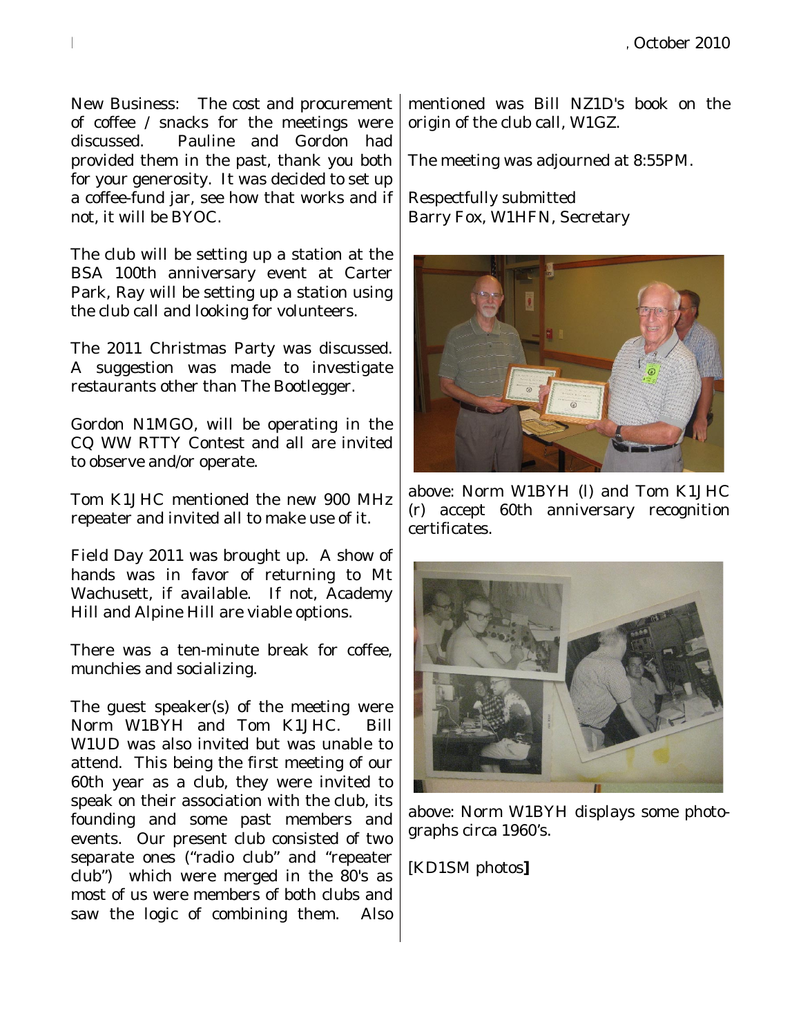New Business: The cost and procurement of coffee / snacks for the meetings were discussed. Pauline and Gordon had provided them in the past, thank you both for your generosity. It was decided to set up a coffee-fund jar, see how that works and if not, it will be BYOC.

The club will be setting up a station at the BSA 100th anniversary event at Carter Park, Ray will be setting up a station using the club call and looking for volunteers.

The 2011 Christmas Party was discussed. A suggestion was made to investigate restaurants other than The Bootlegger.

Gordon N1MGO, will be operating in the CQ WW RTTY Contest and all are invited to observe and/or operate.

Tom K1JHC mentioned the new 900 MHz repeater and invited all to make use of it.

Field Day 2011 was brought up. A show of hands was in favor of returning to Mt Wachusett, if available. If not, Academy Hill and Alpine Hill are viable options.

There was a ten-minute break for coffee, munchies and socializing.

The guest speaker(s) of the meeting were Norm W1BYH and Tom K1JHC. Bill W1UD was also invited but was unable to attend. This being the first meeting of our 60th year as a club, they were invited to speak on their association with the club, its founding and some past members and events. Our present club consisted of two separate ones ("radio club" and "repeater club") which were merged in the 80's as most of us were members of both clubs and saw the logic of combining them. Also mentioned was Bill NZ1D's book on the origin of the club call, W1GZ.

The meeting was adjourned at 8:55PM.

Respectfully submitted
Barry Fox, W1HFN, Secretary

above: Norm W1BYH (l) and Tom K1JHC (r) accept 60th anniversary recognition certificates.

above: Norm W1BYH displays some photographs circa 1960's.

[KD1SM photos]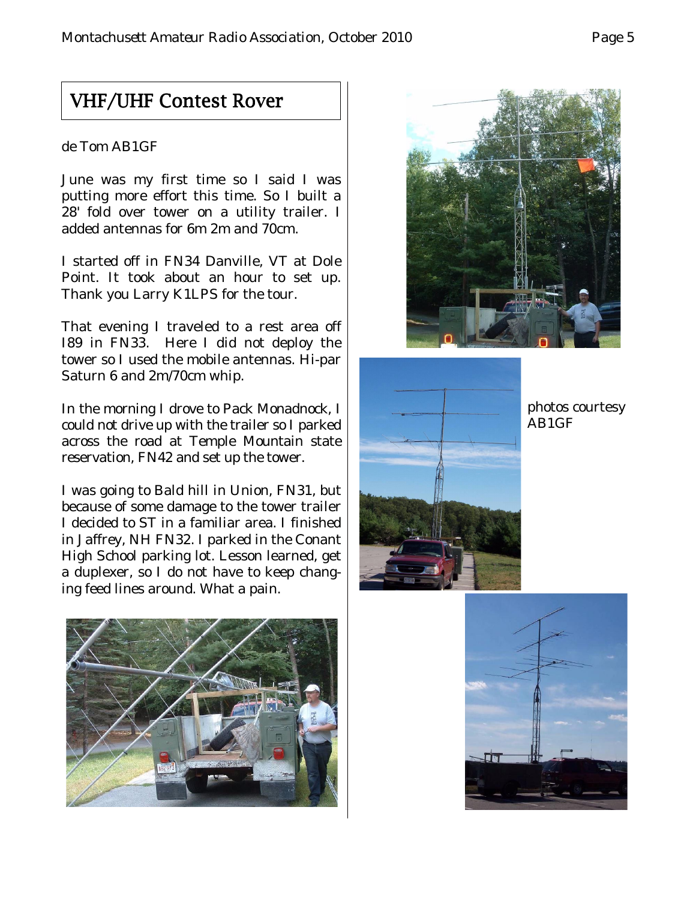# VHF/UHF Contest Rover

de Tom AB1GF

June was my first time so I said I was putting more effort this time. So I built a 28' fold over tower on a utility trailer. I added antennas for 6m 2m and 70cm.

I started off in FN34 Danville, VT at Dole Point. It took about an hour to set up. Thank you Larry K1LPS for the tour.

That evening I traveled to a rest area off I89 in FN33. Here I did not deploy the tower so I used the mobile antennas. Hi-par Saturn 6 and 2m/70cm whip.

In the morning I drove to Pack Monadnock, I could not drive up with the trailer so I parked across the road at Temple Mountain state reservation, FN42 and set up the tower.

I was going to Bald hill in Union, FN31, but because of some damage to the tower trailer I decided to ST in a familiar area. I finished in Jaffrey, NH FN32. I parked in the Conant High School parking lot. Lesson learned, get a duplexer, so I do not have to keep changing feed lines around. What a pain.

photos courtesy AB1GF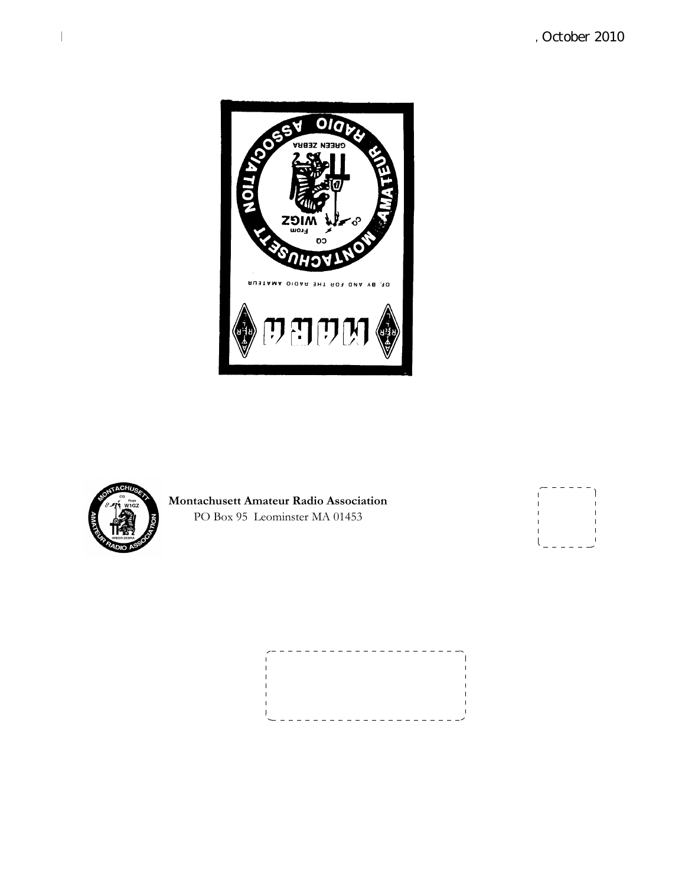**Montachusett Amateur Radio Association**

PO Box 95 Leominster MA 01453